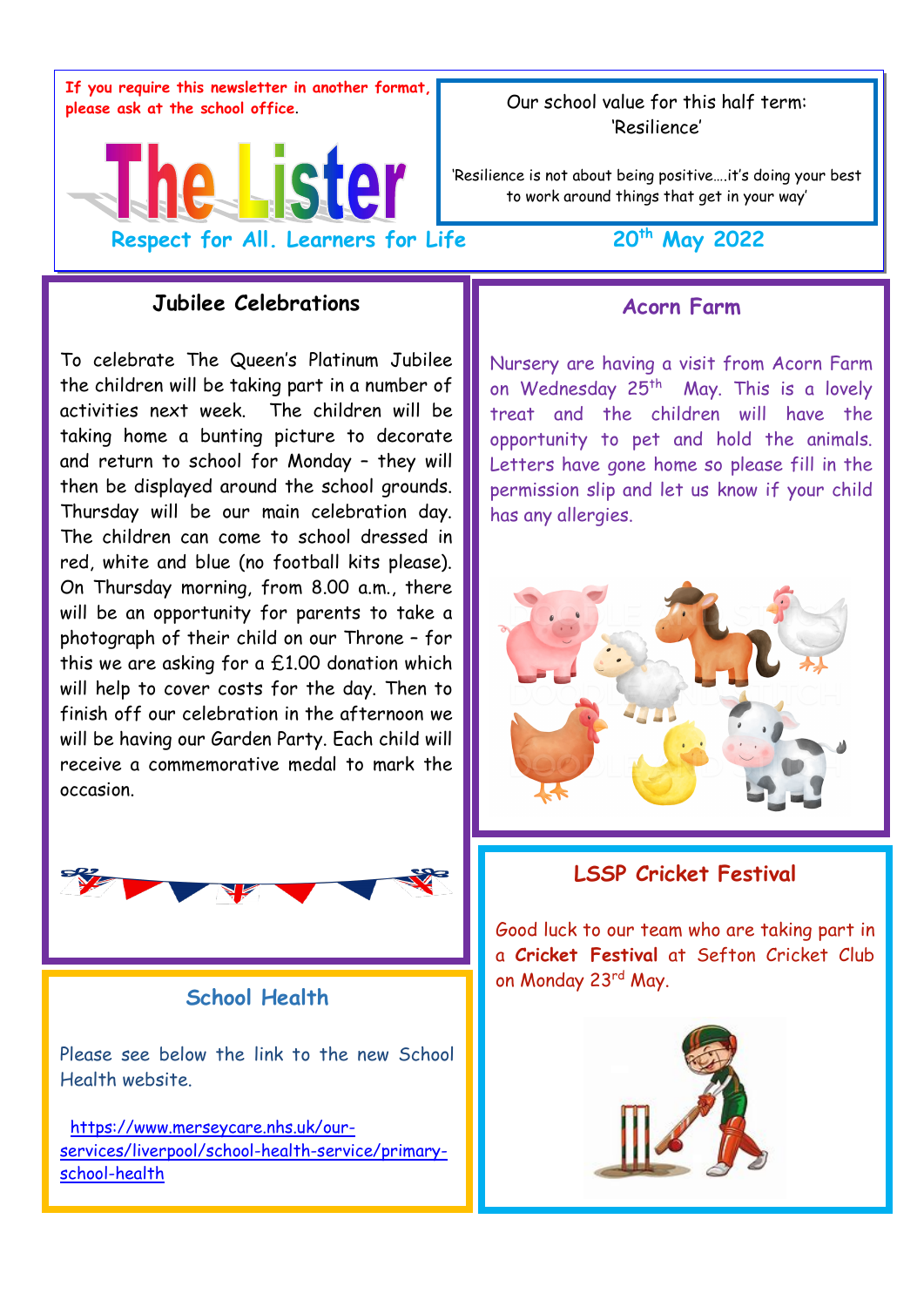If you require this newsletter in another format, please ask at the school office.

# The Lister

**Respect for All. Learners for Life**

Our school value for this half term: 'Resilience'

'Resilience is not about being positive….it's doing your best to work around things that get in your way'

**20th May 2022**

## Jubilee Celebrations

To celebrate The Queen's Platinum Jubilee the children will be taking part in a number of activities next week. The children will be taking home a bunting picture to decorate and return to school for Monday – they will then be displayed around the school grounds. Thursday will be our main celebration day. The children can come to school dressed in red, white and blue (no football kits please). On Thursday morning, from 8.00 a.m., there will be an opportunity for parents to take a photograph of their child on our Throne – for this we are asking for a £1.00 donation which will help to cover costs for the day. Then to finish off our celebration in the afternoon we will be having our Garden Party. Each child will receive a commemorative medal to mark the occasion.

## School Health

Please see below the link to the new School Health website.

https://www.merseycare.nhs.uk/our-services/liverpool/school-health-service/primary-school-health

## Acorn Farm

Nursery are having a visit from Acorn Farm on Wednesday 25th May. This is a lovely treat and the children will have the opportunity to pet and hold the animals. Letters have gone home so please fill in the permission slip and let us know if your child has any allergies.

## LSSP Cricket Festival

Good luck to our team who are taking part in a **Cricket Festival** at Sefton Cricket Club on Monday 23rd May.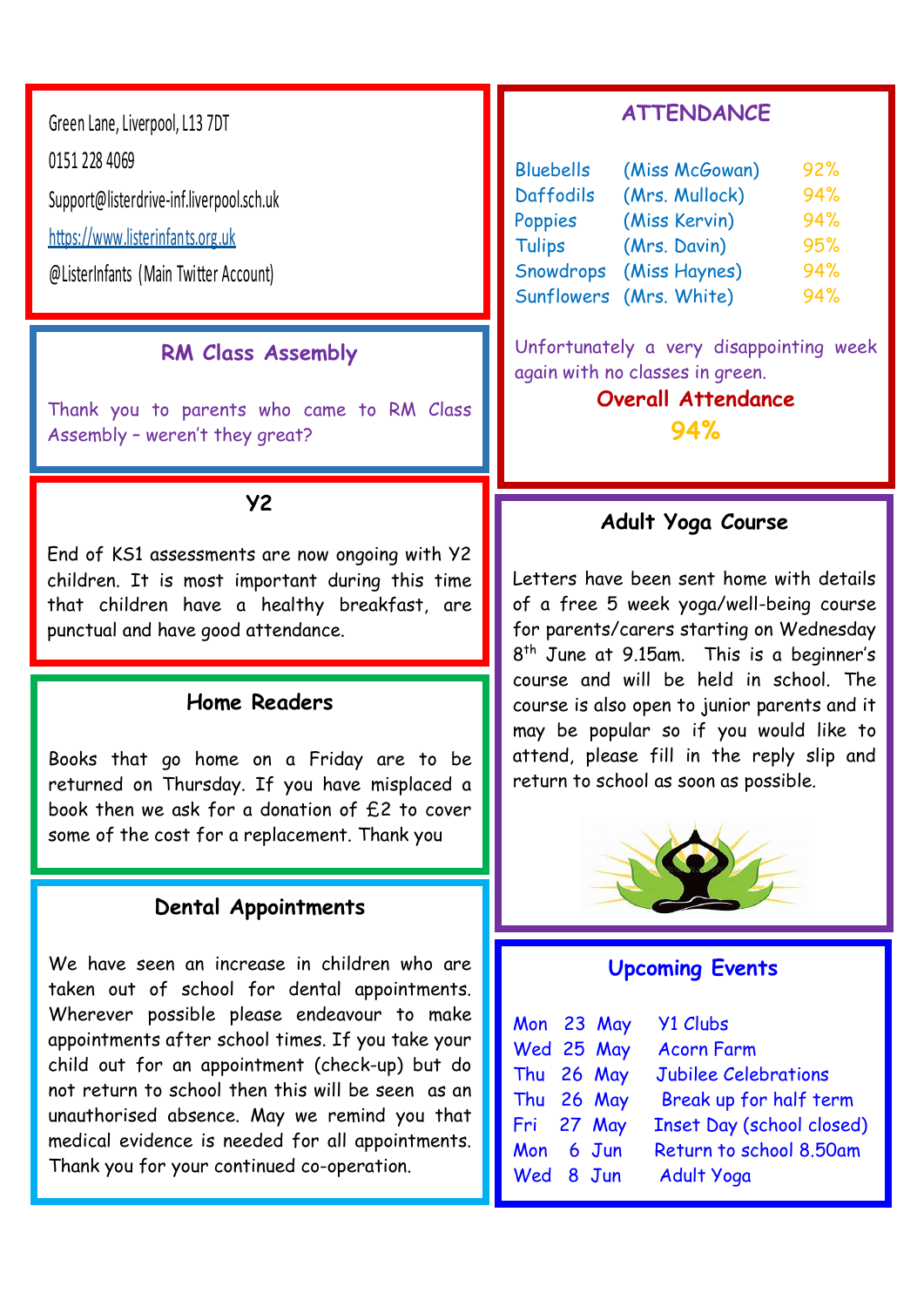Green Lane, Liverpool, L13 7DT

0151 228 4069

Support@listerdrive-inf.liverpool.sch.uk

https://www.listerinfants.org.uk

@ListerInfants (Main Twitter Account)

## RM Class Assembly

Thank you to parents who came to RM Class Assembly – weren't they great?

## Y2

End of KS1 assessments are now ongoing with Y2 children. It is most important during this time that children have a healthy breakfast, are punctual and have good attendance.

## Home Readers

Books that go home on a Friday are to be returned on Thursday. If you have misplaced a book then we ask for a donation of £2 to cover some of the cost for a replacement. Thank you

## Dental Appointments

We have seen an increase in children who are taken out of school for dental appointments. Wherever possible please endeavour to make appointments after school times. If you take your child out for an appointment (check-up) but do not return to school then this will be seen as an unauthorised absence. May we remind you that medical evidence is needed for all appointments. Thank you for your continued co-operation.

## ATTENDANCE

| | | |
|---|---|---|
| Bluebells | (Miss McGowan) | 92% |
| Daffodils | (Mrs. Mullock) | 94% |
| Poppies | (Miss Kervin) | 94% |
| Tulips | (Mrs. Davin) | 95% |
| Snowdrops | (Miss Haynes) | 94% |
| Sunflowers | (Mrs. White) | 94% |

Unfortunately a very disappointing week again with no classes in green.

**Overall Attendance**

**94%**

## Adult Yoga Course

Letters have been sent home with details of a free 5 week yoga/well-being course for parents/carers starting on Wednesday 8th June at 9.15am. This is a beginner's course and will be held in school. The course is also open to junior parents and it may be popular so if you would like to attend, please fill in the reply slip and return to school as soon as possible.

## Upcoming Events

| | |
|---|---|
| Mon 23 May | Y1 Clubs |
| Wed 25 May | Acorn Farm |
| Thu 26 May | Jubilee Celebrations |
| Thu 26 May | Break up for half term |
| Fri 27 May | Inset Day (school closed) |
| Mon 6 Jun | Return to school 8.50am |
| Wed 8 Jun | Adult Yoga |